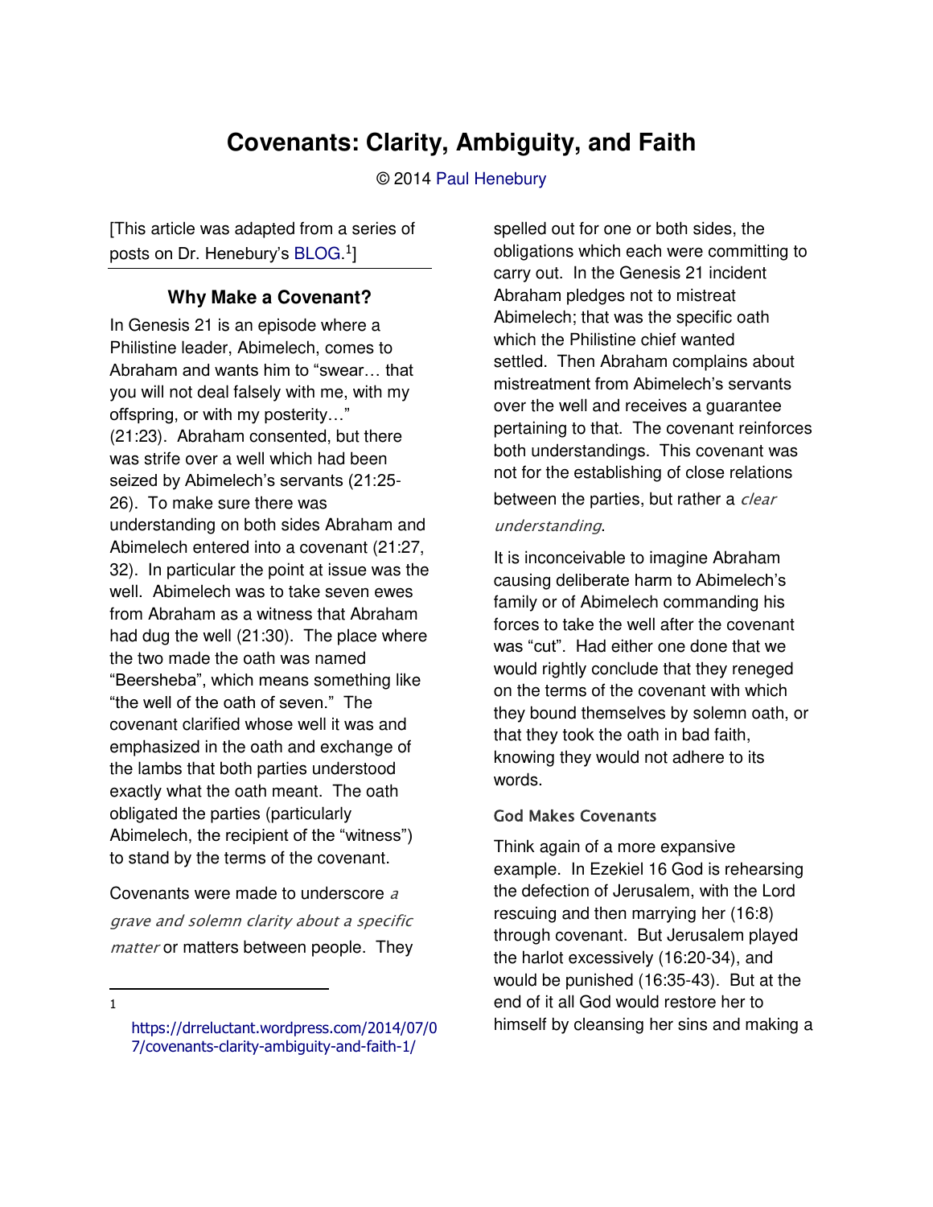# Covenants: Clarity, Ambiguity, and Faith

© 2014 Paul Henebury

[This article was adapted from a series of posts on Dr. Henebury's BLOG.[1]]

## Why Make a Covenant?

In Genesis 21 is an episode where a Philistine leader, Abimelech, comes to Abraham and wants him to "swear… that you will not deal falsely with me, with my offspring, or with my posterity…" (21:23). Abraham consented, but there was strife over a well which had been seized by Abimelech's servants (21:25-26). To make sure there was understanding on both sides Abraham and Abimelech entered into a covenant (21:27, 32). In particular the point at issue was the well. Abimelech was to take seven ewes from Abraham as a witness that Abraham had dug the well (21:30). The place where the two made the oath was named "Beersheba", which means something like "the well of the oath of seven." The covenant clarified whose well it was and emphasized in the oath and exchange of the lambs that both parties understood exactly what the oath meant. The oath obligated the parties (particularly Abimelech, the recipient of the "witness") to stand by the terms of the covenant.

Covenants were made to underscore *a grave and solemn clarity about a specific matter* or matters between people. They spelled out for one or both sides, the obligations which each were committing to carry out. In the Genesis 21 incident Abraham pledges not to mistreat Abimelech; that was the specific oath which the Philistine chief wanted settled. Then Abraham complains about mistreatment from Abimelech's servants over the well and receives a guarantee pertaining to that. The covenant reinforces both understandings. This covenant was not for the establishing of close relations between the parties, but rather a *clear understanding*.

It is inconceivable to imagine Abraham causing deliberate harm to Abimelech's family or of Abimelech commanding his forces to take the well after the covenant was "cut". Had either one done that we would rightly conclude that they reneged on the terms of the covenant with which they bound themselves by solemn oath, or that they took the oath in bad faith, knowing they would not adhere to its words.

### God Makes Covenants

Think again of a more expansive example. In Ezekiel 16 God is rehearsing the defection of Jerusalem, with the Lord rescuing and then marrying her (16:8) through covenant. But Jerusalem played the harlot excessively (16:20-34), and would be punished (16:35-43). But at the end of it all God would restore her to himself by cleansing her sins and making a

---

[1] https://drreluctant.wordpress.com/2014/07/07/covenants-clarity-ambiguity-and-faith-1/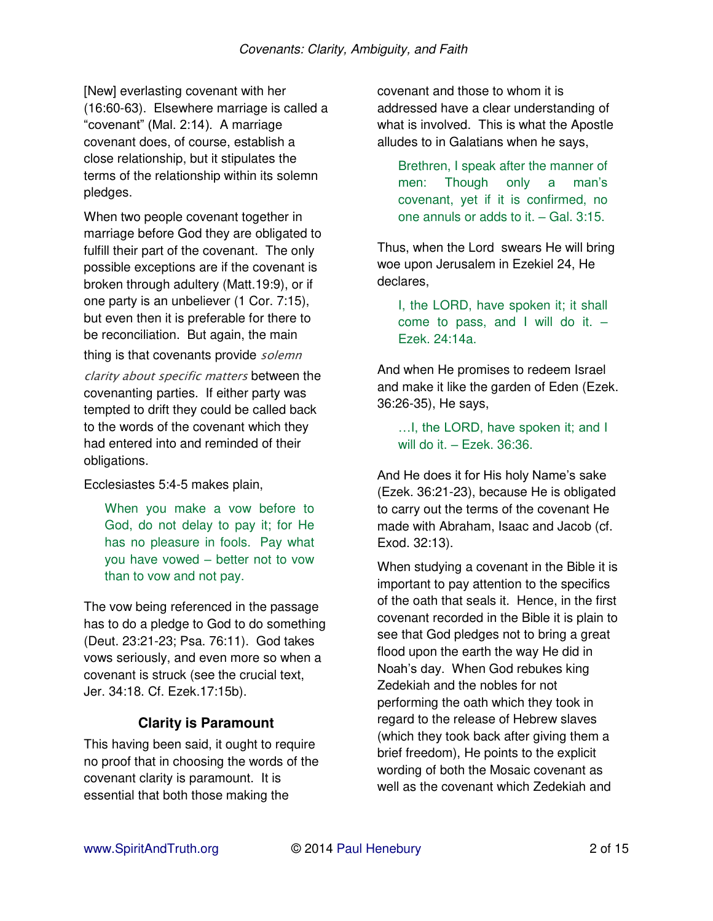[New] everlasting covenant with her (16:60-63). Elsewhere marriage is called a "covenant" (Mal. 2:14). A marriage covenant does, of course, establish a close relationship, but it stipulates the terms of the relationship within its solemn pledges.

When two people covenant together in marriage before God they are obligated to fulfill their part of the covenant. The only possible exceptions are if the covenant is broken through adultery (Matt.19:9), or if one party is an unbeliever (1 Cor. 7:15), but even then it is preferable for there to be reconciliation. But again, the main thing is that covenants provide *solemn clarity about specific matters* between the covenanting parties. If either party was tempted to drift they could be called back to the words of the covenant which they had entered into and reminded of their obligations.

Ecclesiastes 5:4-5 makes plain,

> When you make a vow before to God, do not delay to pay it; for He has no pleasure in fools. Pay what you have vowed – better not to vow than to vow and not pay.

The vow being referenced in the passage has to do a pledge to God to do something (Deut. 23:21-23; Psa. 76:11). God takes vows seriously, and even more so when a covenant is struck (see the crucial text, Jer. 34:18. Cf. Ezek.17:15b).

### Clarity is Paramount

This having been said, it ought to require no proof that in choosing the words of the covenant clarity is paramount. It is essential that both those making the covenant and those to whom it is addressed have a clear understanding of what is involved. This is what the Apostle alludes to in Galatians when he says,

> Brethren, I speak after the manner of men: Though only a man's covenant, yet if it is confirmed, no one annuls or adds to it. – Gal. 3:15.

Thus, when the Lord swears He will bring woe upon Jerusalem in Ezekiel 24, He declares,

> I, the LORD, have spoken it; it shall come to pass, and I will do it. – Ezek. 24:14a.

And when He promises to redeem Israel and make it like the garden of Eden (Ezek. 36:26-35), He says,

> …I, the LORD, have spoken it; and I will do it. – Ezek. 36:36.

And He does it for His holy Name's sake (Ezek. 36:21-23), because He is obligated to carry out the terms of the covenant He made with Abraham, Isaac and Jacob (cf. Exod. 32:13).

When studying a covenant in the Bible it is important to pay attention to the specifics of the oath that seals it. Hence, in the first covenant recorded in the Bible it is plain to see that God pledges not to bring a great flood upon the earth the way He did in Noah's day. When God rebukes king Zedekiah and the nobles for not performing the oath which they took in regard to the release of Hebrew slaves (which they took back after giving them a brief freedom), He points to the explicit wording of both the Mosaic covenant as well as the covenant which Zedekiah and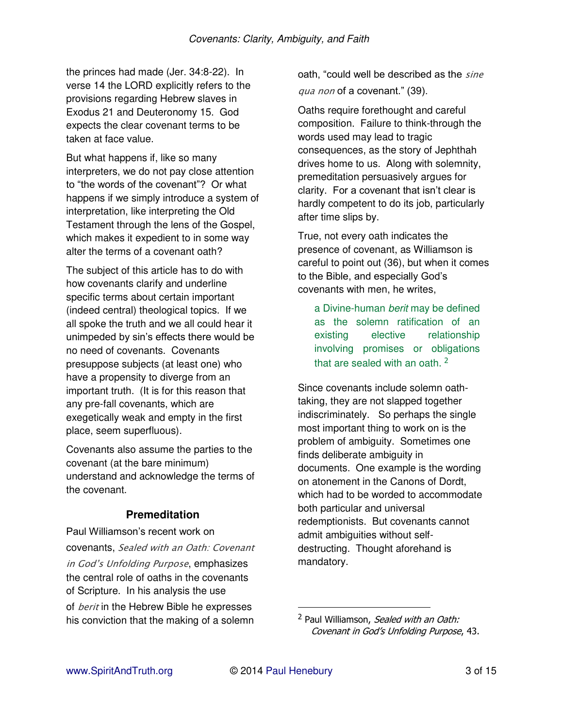the princes had made (Jer. 34:8-22). In verse 14 the LORD explicitly refers to the provisions regarding Hebrew slaves in Exodus 21 and Deuteronomy 15. God expects the clear covenant terms to be taken at face value.

But what happens if, like so many interpreters, we do not pay close attention to "the words of the covenant"? Or what happens if we simply introduce a system of interpretation, like interpreting the Old Testament through the lens of the Gospel, which makes it expedient to in some way alter the terms of a covenant oath?

The subject of this article has to do with how covenants clarify and underline specific terms about certain important (indeed central) theological topics. If we all spoke the truth and we all could hear it unimpeded by sin's effects there would be no need of covenants. Covenants presuppose subjects (at least one) who have a propensity to diverge from an important truth. (It is for this reason that any pre-fall covenants, which are exegetically weak and empty in the first place, seem superfluous).

Covenants also assume the parties to the covenant (at the bare minimum) understand and acknowledge the terms of the covenant.

### Premeditation

Paul Williamson's recent work on covenants, *Sealed with an Oath: Covenant in God's Unfolding Purpose*, emphasizes the central role of oaths in the covenants of Scripture. In his analysis the use of *berit* in the Hebrew Bible he expresses his conviction that the making of a solemn oath, "could well be described as the *sine qua non* of a covenant." (39).

Oaths require forethought and careful composition. Failure to think-through the words used may lead to tragic consequences, as the story of Jephthah drives home to us. Along with solemnity, premeditation persuasively argues for clarity. For a covenant that isn't clear is hardly competent to do its job, particularly after time slips by.

True, not every oath indicates the presence of covenant, as Williamson is careful to point out (36), but when it comes to the Bible, and especially God's covenants with men, he writes,

> a Divine-human *berit* may be defined as the solemn ratification of an existing elective relationship involving promises or obligations that are sealed with an oath. [2]

Since covenants include solemn oath-taking, they are not slapped together indiscriminately. So perhaps the single most important thing to work on is the problem of ambiguity. Sometimes one finds deliberate ambiguity in documents. One example is the wording on atonement in the Canons of Dordt, which had to be worded to accommodate both particular and universal redemptionists. But covenants cannot admit ambiguities without self-destructing. Thought aforehand is mandatory.

---

[2] Paul Williamson, *Sealed with an Oath: Covenant in God's Unfolding Purpose*, 43.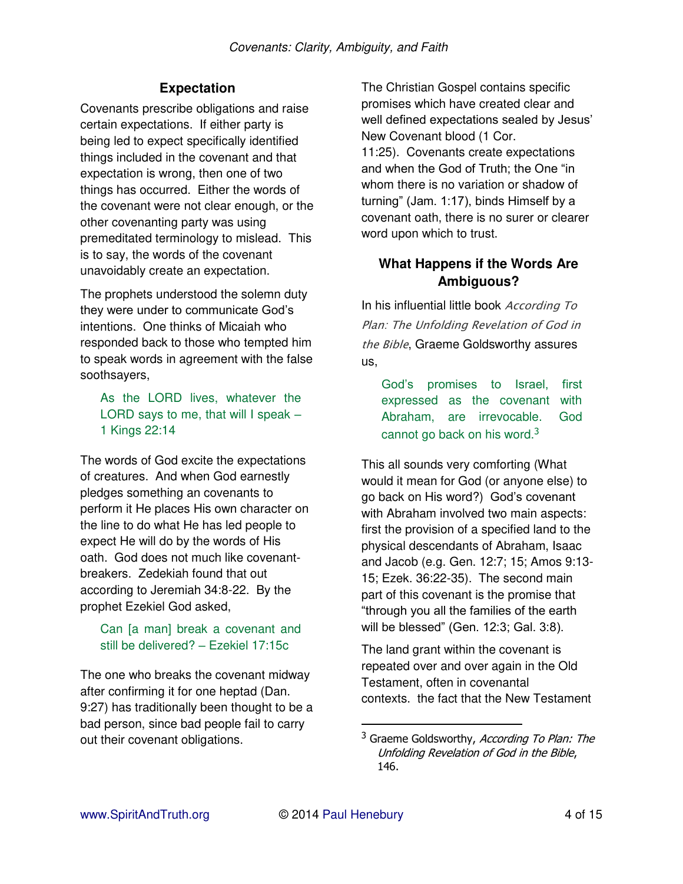### Expectation

Covenants prescribe obligations and raise certain expectations. If either party is being led to expect specifically identified things included in the covenant and that expectation is wrong, then one of two things has occurred. Either the words of the covenant were not clear enough, or the other covenanting party was using premeditated terminology to mislead. This is to say, the words of the covenant unavoidably create an expectation.

The prophets understood the solemn duty they were under to communicate God's intentions. One thinks of Micaiah who responded back to those who tempted him to speak words in agreement with the false soothsayers,

> As the LORD lives, whatever the LORD says to me, that will I speak – 1 Kings 22:14

The words of God excite the expectations of creatures. And when God earnestly pledges something an covenants to perform it He places His own character on the line to do what He has led people to expect He will do by the words of His oath. God does not much like covenant-breakers. Zedekiah found that out according to Jeremiah 34:8-22. By the prophet Ezekiel God asked,

> Can [a man] break a covenant and still be delivered? – Ezekiel 17:15c

The one who breaks the covenant midway after confirming it for one heptad (Dan. 9:27) has traditionally been thought to be a bad person, since bad people fail to carry out their covenant obligations.

The Christian Gospel contains specific promises which have created clear and well defined expectations sealed by Jesus' New Covenant blood (1 Cor. 11:25). Covenants create expectations and when the God of Truth; the One "in whom there is no variation or shadow of turning" (Jam. 1:17), binds Himself by a covenant oath, there is no surer or clearer word upon which to trust.

### What Happens if the Words Are Ambiguous?

In his influential little book *According To Plan: The Unfolding Revelation of God in the Bible*, Graeme Goldsworthy assures us,

> God's promises to Israel, first expressed as the covenant with Abraham, are irrevocable. God cannot go back on his word.[3]

This all sounds very comforting (What would it mean for God (or anyone else) to go back on His word?) God's covenant with Abraham involved two main aspects: first the provision of a specified land to the physical descendants of Abraham, Isaac and Jacob (e.g. Gen. 12:7; 15; Amos 9:13-15; Ezek. 36:22-35). The second main part of this covenant is the promise that "through you all the families of the earth will be blessed" (Gen. 12:3; Gal. 3:8).

The land grant within the covenant is repeated over and over again in the Old Testament, often in covenantal contexts. the fact that the New Testament

---

[3] Graeme Goldsworthy, *According To Plan: The Unfolding Revelation of God in the Bible*, 146.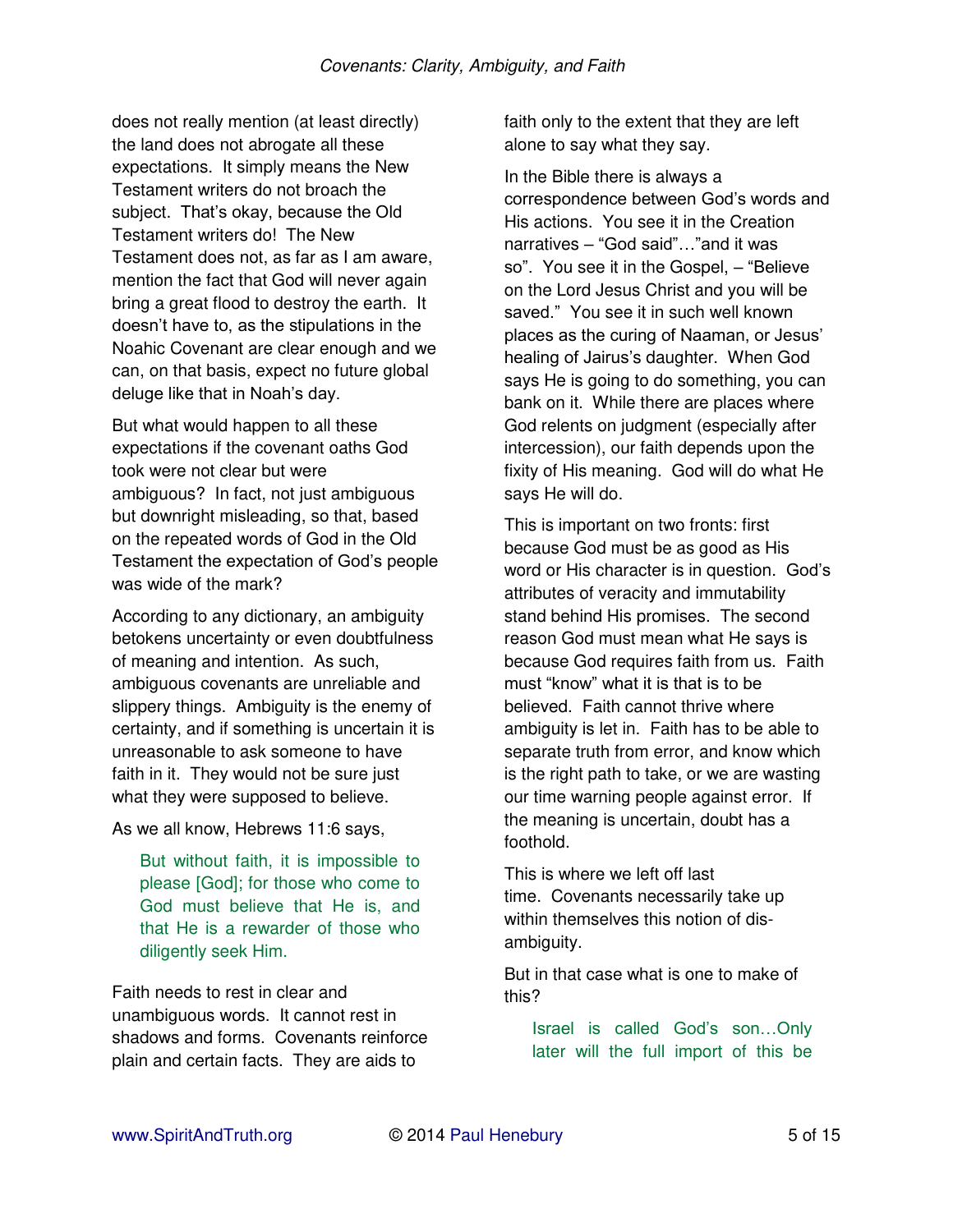does not really mention (at least directly) the land does not abrogate all these expectations. It simply means the New Testament writers do not broach the subject. That's okay, because the Old Testament writers do! The New Testament does not, as far as I am aware, mention the fact that God will never again bring a great flood to destroy the earth. It doesn't have to, as the stipulations in the Noahic Covenant are clear enough and we can, on that basis, expect no future global deluge like that in Noah's day.

But what would happen to all these expectations if the covenant oaths God took were not clear but were ambiguous? In fact, not just ambiguous but downright misleading, so that, based on the repeated words of God in the Old Testament the expectation of God's people was wide of the mark?

According to any dictionary, an ambiguity betokens uncertainty or even doubtfulness of meaning and intention. As such, ambiguous covenants are unreliable and slippery things. Ambiguity is the enemy of certainty, and if something is uncertain it is unreasonable to ask someone to have faith in it. They would not be sure just what they were supposed to believe.

As we all know, Hebrews 11:6 says,

> But without faith, it is impossible to please [God]; for those who come to God must believe that He is, and that He is a rewarder of those who diligently seek Him.

Faith needs to rest in clear and unambiguous words. It cannot rest in shadows and forms. Covenants reinforce plain and certain facts. They are aids to faith only to the extent that they are left alone to say what they say.

In the Bible there is always a correspondence between God's words and His actions. You see it in the Creation narratives – "God said"…"and it was so". You see it in the Gospel, – "Believe on the Lord Jesus Christ and you will be saved." You see it in such well known places as the curing of Naaman, or Jesus' healing of Jairus's daughter. When God says He is going to do something, you can bank on it. While there are places where God relents on judgment (especially after intercession), our faith depends upon the fixity of His meaning. God will do what He says He will do.

This is important on two fronts: first because God must be as good as His word or His character is in question. God's attributes of veracity and immutability stand behind His promises. The second reason God must mean what He says is because God requires faith from us. Faith must "know" what it is that is to be believed. Faith cannot thrive where ambiguity is let in. Faith has to be able to separate truth from error, and know which is the right path to take, or we are wasting our time warning people against error. If the meaning is uncertain, doubt has a foothold.

This is where we left off last time. Covenants necessarily take up within themselves this notion of dis-ambiguity.

But in that case what is one to make of this?

> Israel is called God's son…Only later will the full import of this be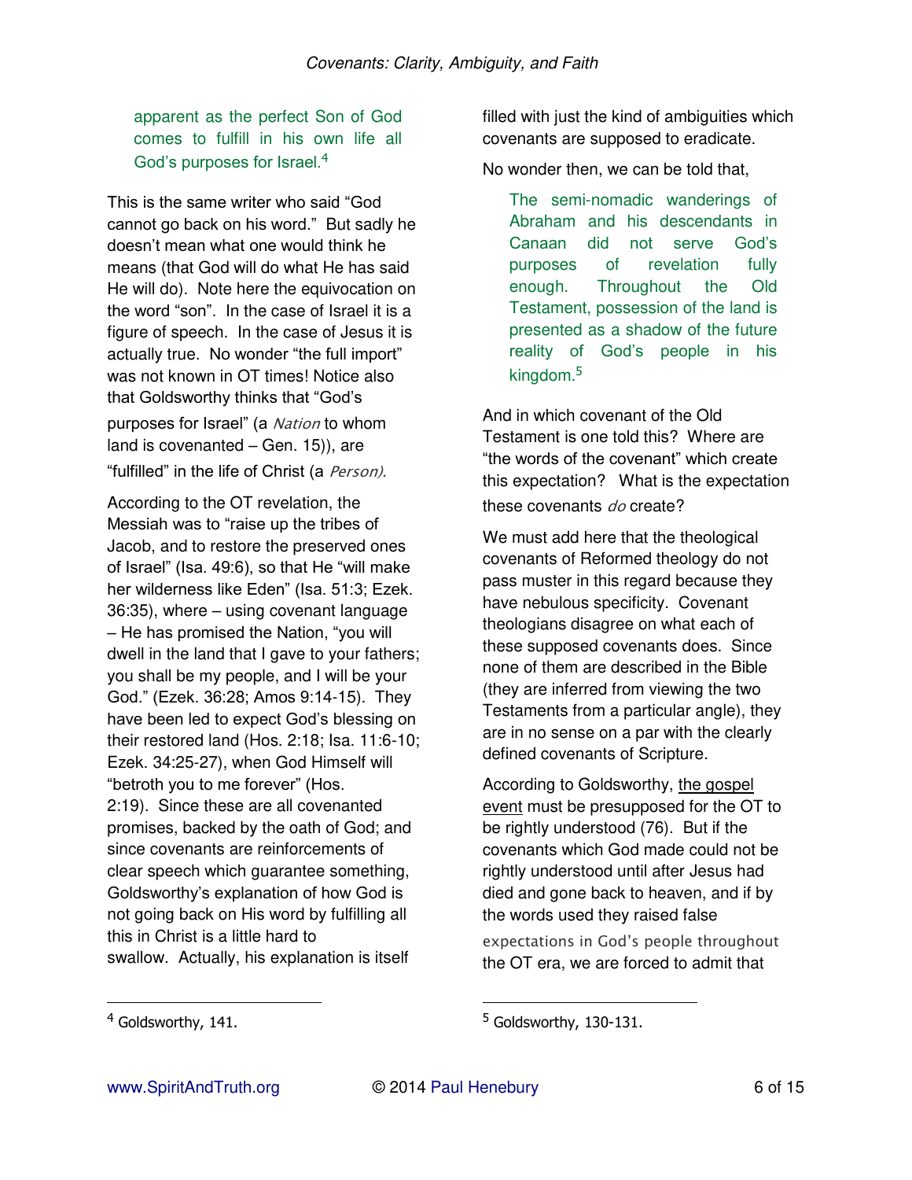> apparent as the perfect Son of God comes to fulfill in his own life all God's purposes for Israel.[4]

This is the same writer who said "God cannot go back on his word." But sadly he doesn't mean what one would think he means (that God will do what He has said He will do). Note here the equivocation on the word "son". In the case of Israel it is a figure of speech. In the case of Jesus it is actually true. No wonder "the full import" was not known in OT times! Notice also that Goldsworthy thinks that "God's purposes for Israel" (a *Nation* to whom land is covenanted – Gen. 15)), are "fulfilled" in the life of Christ (a *Person).*

According to the OT revelation, the Messiah was to "raise up the tribes of Jacob, and to restore the preserved ones of Israel" (Isa. 49:6), so that He "will make her wilderness like Eden" (Isa. 51:3; Ezek. 36:35), where – using covenant language – He has promised the Nation, "you will dwell in the land that I gave to your fathers; you shall be my people, and I will be your God." (Ezek. 36:28; Amos 9:14-15). They have been led to expect God's blessing on their restored land (Hos. 2:18; Isa. 11:6-10; Ezek. 34:25-27), when God Himself will "betroth you to me forever" (Hos. 2:19). Since these are all covenanted promises, backed by the oath of God; and since covenants are reinforcements of clear speech which guarantee something, Goldsworthy's explanation of how God is not going back on His word by fulfilling all this in Christ is a little hard to swallow. Actually, his explanation is itself filled with just the kind of ambiguities which covenants are supposed to eradicate.

No wonder then, we can be told that,

> The semi-nomadic wanderings of Abraham and his descendants in Canaan did not serve God's purposes of revelation fully enough. Throughout the Old Testament, possession of the land is presented as a shadow of the future reality of God's people in his kingdom.[5]

And in which covenant of the Old Testament is one told this? Where are "the words of the covenant" which create this expectation? What is the expectation these covenants *do* create?

We must add here that the theological covenants of Reformed theology do not pass muster in this regard because they have nebulous specificity. Covenant theologians disagree on what each of these supposed covenants does. Since none of them are described in the Bible (they are inferred from viewing the two Testaments from a particular angle), they are in no sense on a par with the clearly defined covenants of Scripture.

According to Goldsworthy, <u>the gospel event</u> must be presupposed for the OT to be rightly understood (76). But if the covenants which God made could not be rightly understood until after Jesus had died and gone back to heaven, and if by the words used they raised false expectations in God's people throughout the OT era, we are forced to admit that

---

[4] Goldsworthy, 141.

[5] Goldsworthy, 130-131.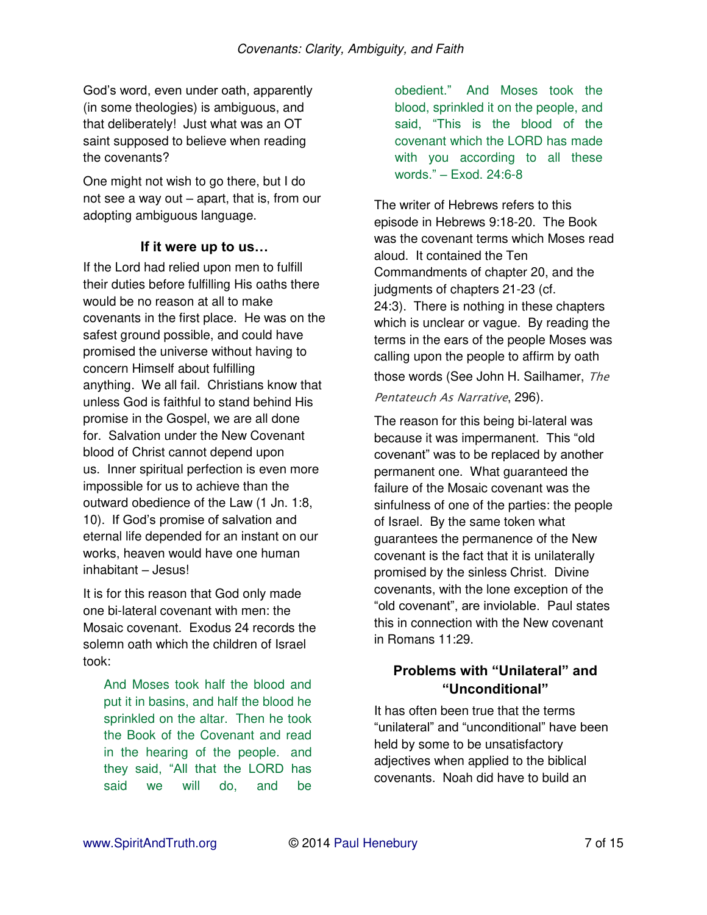God's word, even under oath, apparently (in some theologies) is ambiguous, and that deliberately! Just what was an OT saint supposed to believe when reading the covenants?

One might not wish to go there, but I do not see a way out – apart, that is, from our adopting ambiguous language.

### If it were up to us…

If the Lord had relied upon men to fulfill their duties before fulfilling His oaths there would be no reason at all to make covenants in the first place. He was on the safest ground possible, and could have promised the universe without having to concern Himself about fulfilling anything. We all fail. Christians know that unless God is faithful to stand behind His promise in the Gospel, we are all done for. Salvation under the New Covenant blood of Christ cannot depend upon us. Inner spiritual perfection is even more impossible for us to achieve than the outward obedience of the Law (1 Jn. 1:8, 10). If God's promise of salvation and eternal life depended for an instant on our works, heaven would have one human inhabitant – Jesus!

It is for this reason that God only made one bi-lateral covenant with men: the Mosaic covenant. Exodus 24 records the solemn oath which the children of Israel took:

> And Moses took half the blood and put it in basins, and half the blood he sprinkled on the altar. Then he took the Book of the Covenant and read in the hearing of the people. and they said, "All that the LORD has said we will do, and be obedient." And Moses took the blood, sprinkled it on the people, and said, "This is the blood of the covenant which the LORD has made with you according to all these words." – Exod. 24:6-8

The writer of Hebrews refers to this episode in Hebrews 9:18-20. The Book was the covenant terms which Moses read aloud. It contained the Ten Commandments of chapter 20, and the judgments of chapters 21-23 (cf. 24:3). There is nothing in these chapters which is unclear or vague. By reading the terms in the ears of the people Moses was calling upon the people to affirm by oath those words (See John H. Sailhamer, *The Pentateuch As Narrative*, 296).

The reason for this being bi-lateral was because it was impermanent. This "old covenant" was to be replaced by another permanent one. What guaranteed the failure of the Mosaic covenant was the sinfulness of one of the parties: the people of Israel. By the same token what guarantees the permanence of the New covenant is the fact that it is unilaterally promised by the sinless Christ. Divine covenants, with the lone exception of the "old covenant", are inviolable. Paul states this in connection with the New covenant in Romans 11:29.

### Problems with "Unilateral" and "Unconditional"

It has often been true that the terms "unilateral" and "unconditional" have been held by some to be unsatisfactory adjectives when applied to the biblical covenants. Noah did have to build an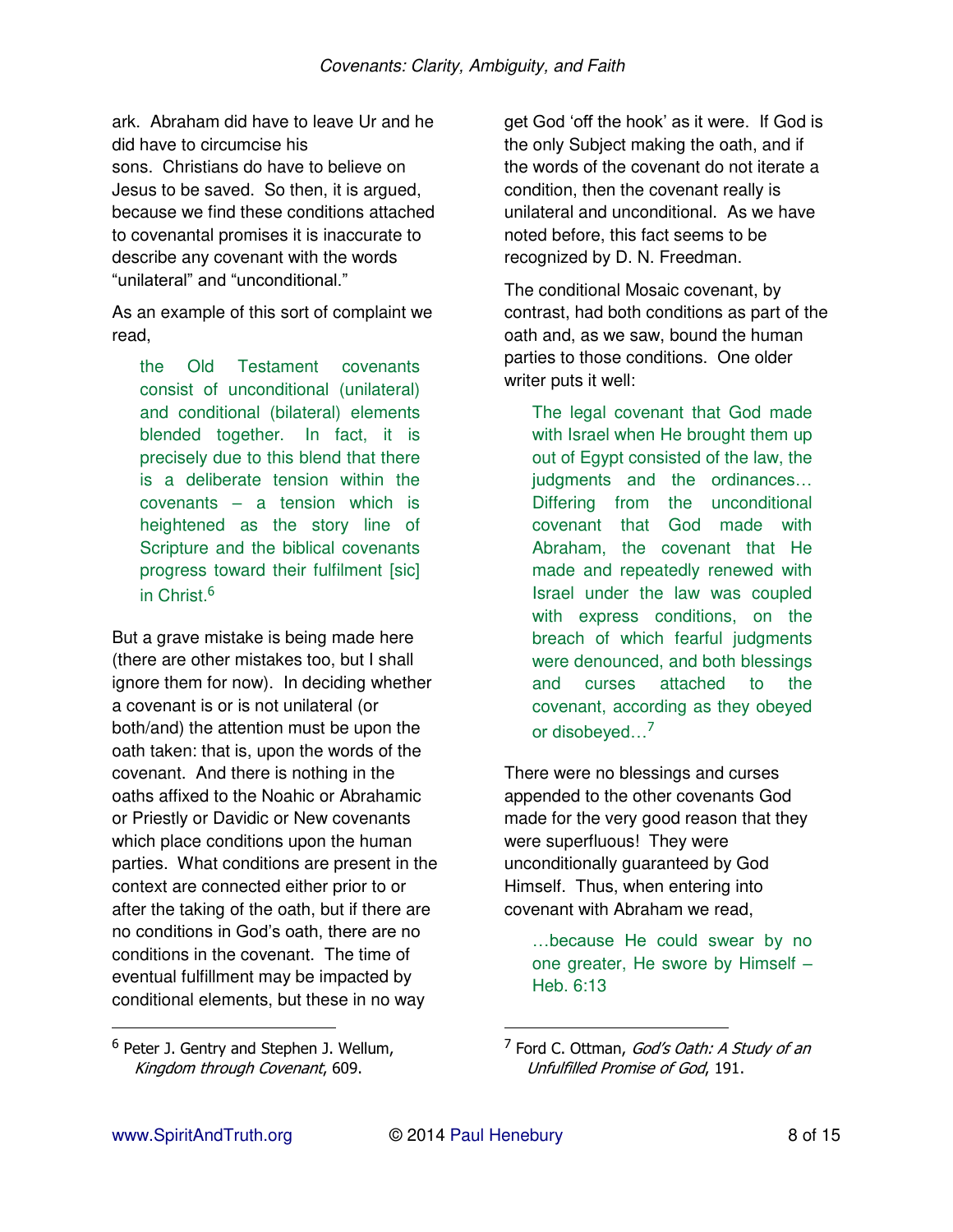ark. Abraham did have to leave Ur and he did have to circumcise his sons. Christians do have to believe on Jesus to be saved. So then, it is argued, because we find these conditions attached to covenantal promises it is inaccurate to describe any covenant with the words "unilateral" and "unconditional."

As an example of this sort of complaint we read,

> the Old Testament covenants consist of unconditional (unilateral) and conditional (bilateral) elements blended together. In fact, it is precisely due to this blend that there is a deliberate tension within the covenants – a tension which is heightened as the story line of Scripture and the biblical covenants progress toward their fulfilment [sic] in Christ.[6]

But a grave mistake is being made here (there are other mistakes too, but I shall ignore them for now). In deciding whether a covenant is or is not unilateral (or both/and) the attention must be upon the oath taken: that is, upon the words of the covenant. And there is nothing in the oaths affixed to the Noahic or Abrahamic or Priestly or Davidic or New covenants which place conditions upon the human parties. What conditions are present in the context are connected either prior to or after the taking of the oath, but if there are no conditions in God's oath, there are no conditions in the covenant. The time of eventual fulfillment may be impacted by conditional elements, but these in no way get God 'off the hook' as it were. If God is the only Subject making the oath, and if the words of the covenant do not iterate a condition, then the covenant really is unilateral and unconditional. As we have noted before, this fact seems to be recognized by D. N. Freedman.

The conditional Mosaic covenant, by contrast, had both conditions as part of the oath and, as we saw, bound the human parties to those conditions. One older writer puts it well:

> The legal covenant that God made with Israel when He brought them up out of Egypt consisted of the law, the judgments and the ordinances… Differing from the unconditional covenant that God made with Abraham, the covenant that He made and repeatedly renewed with Israel under the law was coupled with express conditions, on the breach of which fearful judgments were denounced, and both blessings and curses attached to the covenant, according as they obeyed or disobeyed…[7]

There were no blessings and curses appended to the other covenants God made for the very good reason that they were superfluous! They were unconditionally guaranteed by God Himself. Thus, when entering into covenant with Abraham we read,

> …because He could swear by no one greater, He swore by Himself – Heb. 6:13

---

[6] Peter J. Gentry and Stephen J. Wellum, *Kingdom through Covenant*, 609.

[7] Ford C. Ottman, *God's Oath: A Study of an Unfulfilled Promise of God*, 191.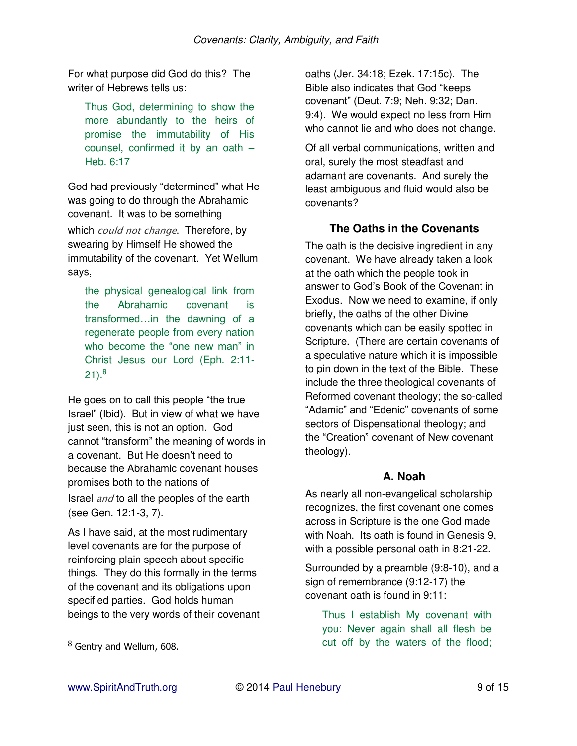For what purpose did God do this? The writer of Hebrews tells us:

> Thus God, determining to show the more abundantly to the heirs of promise the immutability of His counsel, confirmed it by an oath – Heb. 6:17

God had previously "determined" what He was going to do through the Abrahamic covenant. It was to be something which *could not change*. Therefore, by swearing by Himself He showed the immutability of the covenant. Yet Wellum says,

> the physical genealogical link from the Abrahamic covenant is transformed…in the dawning of a regenerate people from every nation who become the "one new man" in Christ Jesus our Lord (Eph. 2:11-21).[8]

He goes on to call this people "the true Israel" (Ibid). But in view of what we have just seen, this is not an option. God cannot "transform" the meaning of words in a covenant. But He doesn't need to because the Abrahamic covenant houses promises both to the nations of Israel *and* to all the peoples of the earth (see Gen. 12:1-3, 7).

As I have said, at the most rudimentary level covenants are for the purpose of reinforcing plain speech about specific things. They do this formally in the terms of the covenant and its obligations upon specified parties. God holds human beings to the very words of their covenant oaths (Jer. 34:18; Ezek. 17:15c). The Bible also indicates that God "keeps covenant" (Deut. 7:9; Neh. 9:32; Dan. 9:4). We would expect no less from Him who cannot lie and who does not change.

Of all verbal communications, written and oral, surely the most steadfast and adamant are covenants. And surely the least ambiguous and fluid would also be covenants?

### The Oaths in the Covenants

The oath is the decisive ingredient in any covenant. We have already taken a look at the oath which the people took in answer to God's Book of the Covenant in Exodus. Now we need to examine, if only briefly, the oaths of the other Divine covenants which can be easily spotted in Scripture. (There are certain covenants of a speculative nature which it is impossible to pin down in the text of the Bible. These include the three theological covenants of Reformed covenant theology; the so-called "Adamic" and "Edenic" covenants of some sectors of Dispensational theology; and the "Creation" covenant of New covenant theology).

#### A. Noah

As nearly all non-evangelical scholarship recognizes, the first covenant one comes across in Scripture is the one God made with Noah. Its oath is found in Genesis 9, with a possible personal oath in 8:21-22.

Surrounded by a preamble (9:8-10), and a sign of remembrance (9:12-17) the covenant oath is found in 9:11:

> Thus I establish My covenant with you: Never again shall all flesh be cut off by the waters of the flood;

[8] Gentry and Wellum, 608.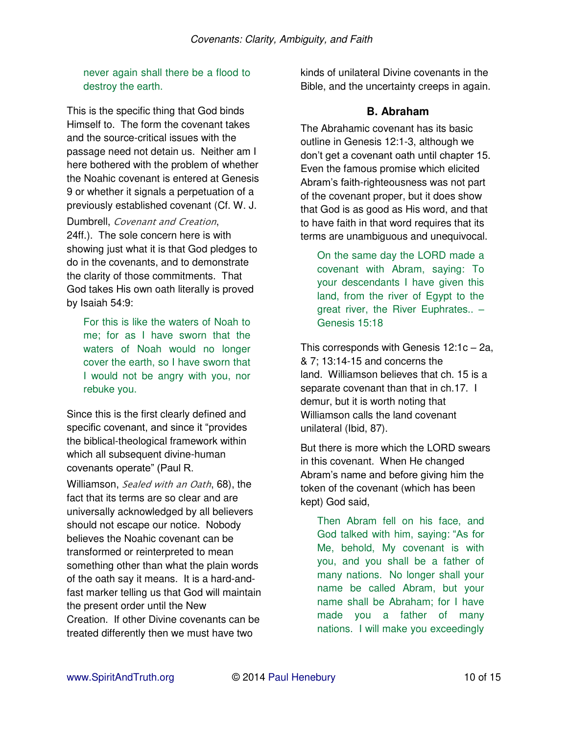> never again shall there be a flood to destroy the earth.

This is the specific thing that God binds Himself to. The form the covenant takes and the source-critical issues with the passage need not detain us. Neither am I here bothered with the problem of whether the Noahic covenant is entered at Genesis 9 or whether it signals a perpetuation of a previously established covenant (Cf. W. J. Dumbrell, *Covenant and Creation*, 24ff.). The sole concern here is with showing just what it is that God pledges to do in the covenants, and to demonstrate the clarity of those commitments. That God takes His own oath literally is proved by Isaiah 54:9:

> For this is like the waters of Noah to me; for as I have sworn that the waters of Noah would no longer cover the earth, so I have sworn that I would not be angry with you, nor rebuke you.

Since this is the first clearly defined and specific covenant, and since it "provides the biblical-theological framework within which all subsequent divine-human covenants operate" (Paul R. Williamson, *Sealed with an Oath*, 68), the fact that its terms are so clear and are universally acknowledged by all believers should not escape our notice. Nobody believes the Noahic covenant can be transformed or reinterpreted to mean something other than what the plain words of the oath say it means. It is a hard-and-fast marker telling us that God will maintain the present order until the New Creation. If other Divine covenants can be treated differently then we must have two kinds of unilateral Divine covenants in the Bible, and the uncertainty creeps in again.

### B. Abraham

The Abrahamic covenant has its basic outline in Genesis 12:1-3, although we don't get a covenant oath until chapter 15. Even the famous promise which elicited Abram's faith-righteousness was not part of the covenant proper, but it does show that God is as good as His word, and that to have faith in that word requires that its terms are unambiguous and unequivocal.

> On the same day the LORD made a covenant with Abram, saying: To your descendants I have given this land, from the river of Egypt to the great river, the River Euphrates.. – Genesis 15:18

This corresponds with Genesis 12:1c – 2a, & 7; 13:14-15 and concerns the land. Williamson believes that ch. 15 is a separate covenant than that in ch.17. I demur, but it is worth noting that Williamson calls the land covenant unilateral (Ibid, 87).

But there is more which the LORD swears in this covenant. When He changed Abram's name and before giving him the token of the covenant (which has been kept) God said,

> Then Abram fell on his face, and God talked with him, saying: "As for Me, behold, My covenant is with you, and you shall be a father of many nations. No longer shall your name be called Abram, but your name shall be Abraham; for I have made you a father of many nations. I will make you exceedingly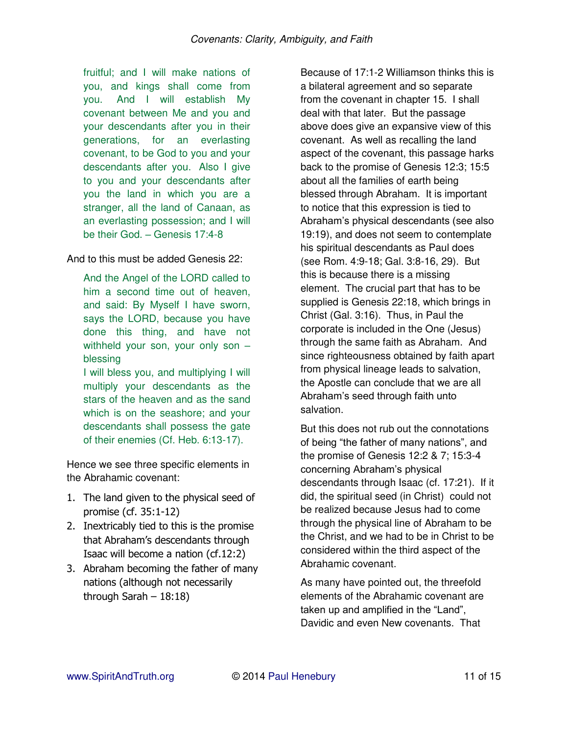> fruitful; and I will make nations of you, and kings shall come from you. And I will establish My covenant between Me and you and your descendants after you in their generations, for an everlasting covenant, to be God to you and your descendants after you. Also I give to you and your descendants after you the land in which you are a stranger, all the land of Canaan, as an everlasting possession; and I will be their God. – Genesis 17:4-8

And to this must be added Genesis 22:

> And the Angel of the LORD called to him a second time out of heaven, and said: By Myself I have sworn, says the LORD, because you have done this thing, and have not withheld your son, your only son – blessing
> I will bless you, and multiplying I will multiply your descendants as the stars of the heaven and as the sand which is on the seashore; and your descendants shall possess the gate of their enemies (Cf. Heb. 6:13-17).

Hence we see three specific elements in the Abrahamic covenant:

1. The land given to the physical seed of promise (cf. 35:1-12)
2. Inextricably tied to this is the promise that Abraham's descendants through Isaac will become a nation (cf.12:2)
3. Abraham becoming the father of many nations (although not necessarily through Sarah – 18:18)

Because of 17:1-2 Williamson thinks this is a bilateral agreement and so separate from the covenant in chapter 15. I shall deal with that later. But the passage above does give an expansive view of this covenant. As well as recalling the land aspect of the covenant, this passage harks back to the promise of Genesis 12:3; 15:5 about all the families of earth being blessed through Abraham. It is important to notice that this expression is tied to Abraham's physical descendants (see also 19:19), and does not seem to contemplate his spiritual descendants as Paul does (see Rom. 4:9-18; Gal. 3:8-16, 29). But this is because there is a missing element. The crucial part that has to be supplied is Genesis 22:18, which brings in Christ (Gal. 3:16). Thus, in Paul the corporate is included in the One (Jesus) through the same faith as Abraham. And since righteousness obtained by faith apart from physical lineage leads to salvation, the Apostle can conclude that we are all Abraham's seed through faith unto salvation.

But this does not rub out the connotations of being "the father of many nations", and the promise of Genesis 12:2 & 7; 15:3-4 concerning Abraham's physical descendants through Isaac (cf. 17:21). If it did, the spiritual seed (in Christ) could not be realized because Jesus had to come through the physical line of Abraham to be the Christ, and we had to be in Christ to be considered within the third aspect of the Abrahamic covenant.

As many have pointed out, the threefold elements of the Abrahamic covenant are taken up and amplified in the "Land", Davidic and even New covenants. That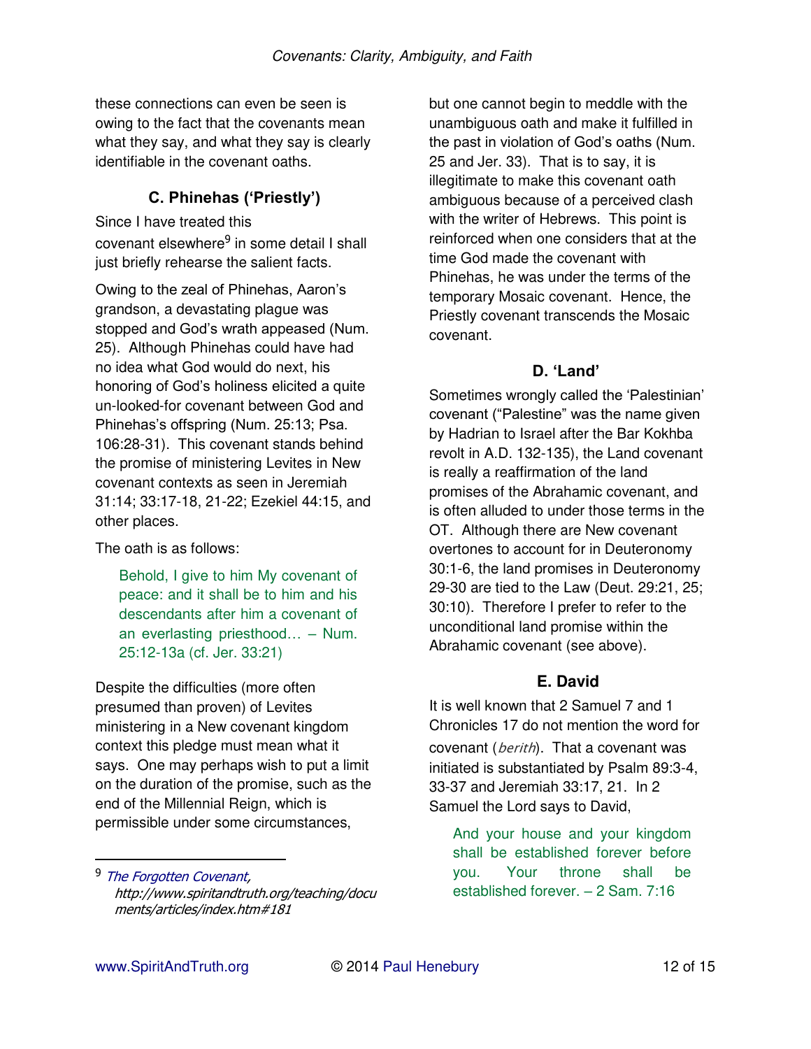these connections can even be seen is owing to the fact that the covenants mean what they say, and what they say is clearly identifiable in the covenant oaths.

### C. Phinehas ('Priestly')

Since I have treated this covenant elsewhere[9] in some detail I shall just briefly rehearse the salient facts.

Owing to the zeal of Phinehas, Aaron's grandson, a devastating plague was stopped and God's wrath appeased (Num. 25). Although Phinehas could have had no idea what God would do next, his honoring of God's holiness elicited a quite un-looked-for covenant between God and Phinehas's offspring (Num. 25:13; Psa. 106:28-31). This covenant stands behind the promise of ministering Levites in New covenant contexts as seen in Jeremiah 31:14; 33:17-18, 21-22; Ezekiel 44:15, and other places.

The oath is as follows:

> Behold, I give to him My covenant of peace: and it shall be to him and his descendants after him a covenant of an everlasting priesthood… – Num. 25:12-13a (cf. Jer. 33:21)

Despite the difficulties (more often presumed than proven) of Levites ministering in a New covenant kingdom context this pledge must mean what it says. One may perhaps wish to put a limit on the duration of the promise, such as the end of the Millennial Reign, which is permissible under some circumstances, but one cannot begin to meddle with the unambiguous oath and make it fulfilled in the past in violation of God's oaths (Num. 25 and Jer. 33). That is to say, it is illegitimate to make this covenant oath ambiguous because of a perceived clash with the writer of Hebrews. This point is reinforced when one considers that at the time God made the covenant with Phinehas, he was under the terms of the temporary Mosaic covenant. Hence, the Priestly covenant transcends the Mosaic covenant.

### D. 'Land'

Sometimes wrongly called the 'Palestinian' covenant ("Palestine" was the name given by Hadrian to Israel after the Bar Kokhba revolt in A.D. 132-135), the Land covenant is really a reaffirmation of the land promises of the Abrahamic covenant, and is often alluded to under those terms in the OT. Although there are New covenant overtones to account for in Deuteronomy 30:1-6, the land promises in Deuteronomy 29-30 are tied to the Law (Deut. 29:21, 25; 30:10). Therefore I prefer to refer to the unconditional land promise within the Abrahamic covenant (see above).

### E. David

It is well known that 2 Samuel 7 and 1 Chronicles 17 do not mention the word for covenant (*berith*). That a covenant was initiated is substantiated by Psalm 89:3-4, 33-37 and Jeremiah 33:17, 21. In 2 Samuel the Lord says to David,

> And your house and your kingdom shall be established forever before you. Your throne shall be established forever. – 2 Sam. 7:16

---

[9] *The Forgotten Covenant,* *http://www.spiritandtruth.org/teaching/documents/articles/index.htm#181*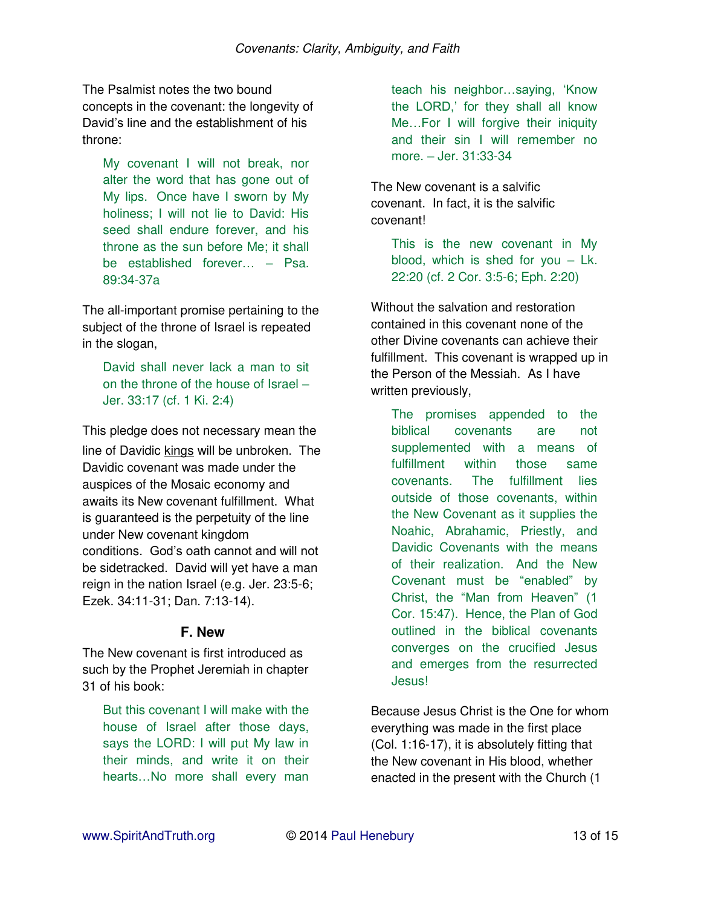The Psalmist notes the two bound concepts in the covenant: the longevity of David's line and the establishment of his throne:

> My covenant I will not break, nor alter the word that has gone out of My lips. Once have I sworn by My holiness; I will not lie to David: His seed shall endure forever, and his throne as the sun before Me; it shall be established forever… – Psa. 89:34-37a

The all-important promise pertaining to the subject of the throne of Israel is repeated in the slogan,

> David shall never lack a man to sit on the throne of the house of Israel – Jer. 33:17 (cf. 1 Ki. 2:4)

This pledge does not necessary mean the line of Davidic kings will be unbroken. The Davidic covenant was made under the auspices of the Mosaic economy and awaits its New covenant fulfillment. What is guaranteed is the perpetuity of the line under New covenant kingdom conditions. God's oath cannot and will not be sidetracked. David will yet have a man reign in the nation Israel (e.g. Jer. 23:5-6; Ezek. 34:11-31; Dan. 7:13-14).

### F. New

The New covenant is first introduced as such by the Prophet Jeremiah in chapter 31 of his book:

> But this covenant I will make with the house of Israel after those days, says the LORD: I will put My law in their minds, and write it on their hearts…No more shall every man teach his neighbor…saying, 'Know the LORD,' for they shall all know Me…For I will forgive their iniquity and their sin I will remember no more. – Jer. 31:33-34

The New covenant is a salvific covenant. In fact, it is the salvific covenant!

> This is the new covenant in My blood, which is shed for you – Lk. 22:20 (cf. 2 Cor. 3:5-6; Eph. 2:20)

Without the salvation and restoration contained in this covenant none of the other Divine covenants can achieve their fulfillment. This covenant is wrapped up in the Person of the Messiah. As I have written previously,

> The promises appended to the biblical covenants are not supplemented with a means of fulfillment within those same covenants. The fulfillment lies outside of those covenants, within the New Covenant as it supplies the Noahic, Abrahamic, Priestly, and Davidic Covenants with the means of their realization. And the New Covenant must be "enabled" by Christ, the "Man from Heaven" (1 Cor. 15:47). Hence, the Plan of God outlined in the biblical covenants converges on the crucified Jesus and emerges from the resurrected Jesus!

Because Jesus Christ is the One for whom everything was made in the first place (Col. 1:16-17), it is absolutely fitting that the New covenant in His blood, whether enacted in the present with the Church (1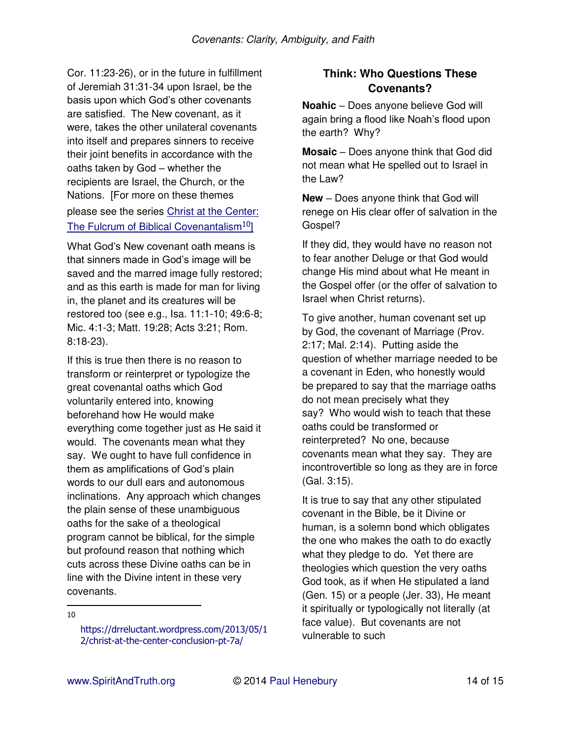Cor. 11:23-26), or in the future in fulfillment of Jeremiah 31:31-34 upon Israel, be the basis upon which God's other covenants are satisfied. The New covenant, as it were, takes the other unilateral covenants into itself and prepares sinners to receive their joint benefits in accordance with the oaths taken by God – whether the recipients are Israel, the Church, or the Nations. [For more on these themes please see the series Christ at the Center: The Fulcrum of Biblical Covenantalism[10]]

What God's New covenant oath means is that sinners made in God's image will be saved and the marred image fully restored; and as this earth is made for man for living in, the planet and its creatures will be restored too (see e.g., Isa. 11:1-10; 49:6-8; Mic. 4:1-3; Matt. 19:28; Acts 3:21; Rom. 8:18-23).

If this is true then there is no reason to transform or reinterpret or typologize the great covenantal oaths which God voluntarily entered into, knowing beforehand how He would make everything come together just as He said it would. The covenants mean what they say. We ought to have full confidence in them as amplifications of God's plain words to our dull ears and autonomous inclinations. Any approach which changes the plain sense of these unambiguous oaths for the sake of a theological program cannot be biblical, for the simple but profound reason that nothing which cuts across these Divine oaths can be in line with the Divine intent in these very covenants.

### Think: Who Questions These Covenants?

**Noahic** – Does anyone believe God will again bring a flood like Noah's flood upon the earth? Why?

**Mosaic** – Does anyone think that God did not mean what He spelled out to Israel in the Law?

**New** – Does anyone think that God will renege on His clear offer of salvation in the Gospel?

If they did, they would have no reason not to fear another Deluge or that God would change His mind about what He meant in the Gospel offer (or the offer of salvation to Israel when Christ returns).

To give another, human covenant set up by God, the covenant of Marriage (Prov. 2:17; Mal. 2:14). Putting aside the question of whether marriage needed to be a covenant in Eden, who honestly would be prepared to say that the marriage oaths do not mean precisely what they say? Who would wish to teach that these oaths could be transformed or reinterpreted? No one, because covenants mean what they say. They are incontrovertible so long as they are in force (Gal. 3:15).

It is true to say that any other stipulated covenant in the Bible, be it Divine or human, is a solemn bond which obligates the one who makes the oath to do exactly what they pledge to do. Yet there are theologies which question the very oaths God took, as if when He stipulated a land (Gen. 15) or a people (Jer. 33), He meant it spiritually or typologically not literally (at face value). But covenants are not vulnerable to such

---

[10] https://drreluctant.wordpress.com/2013/05/12/christ-at-the-center-conclusion-pt-7a/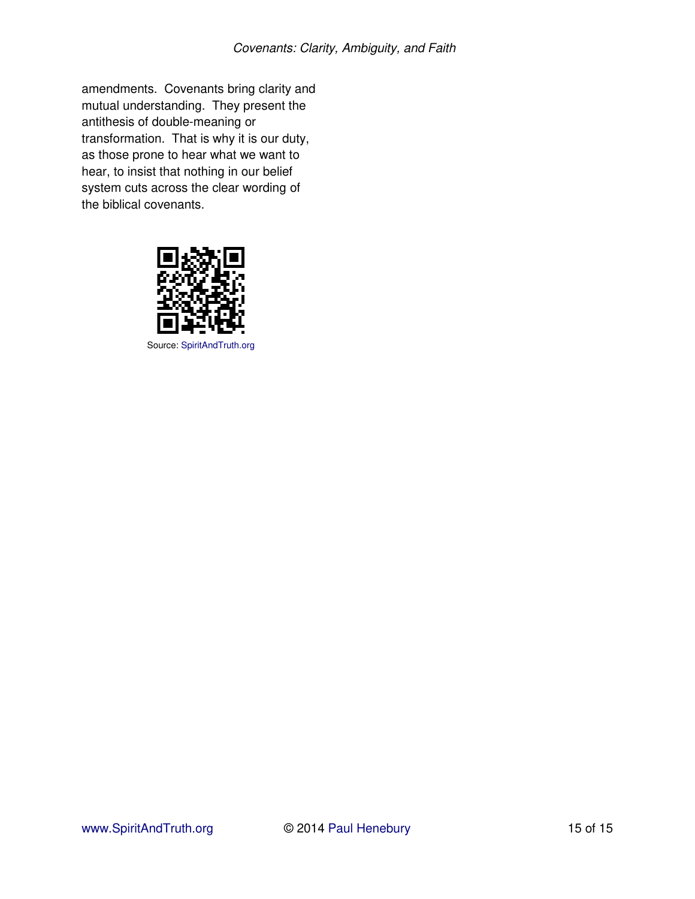amendments. Covenants bring clarity and mutual understanding. They present the antithesis of double-meaning or transformation. That is why it is our duty, as those prone to hear what we want to hear, to insist that nothing in our belief system cuts across the clear wording of the biblical covenants.

Source: SpiritAndTruth.org